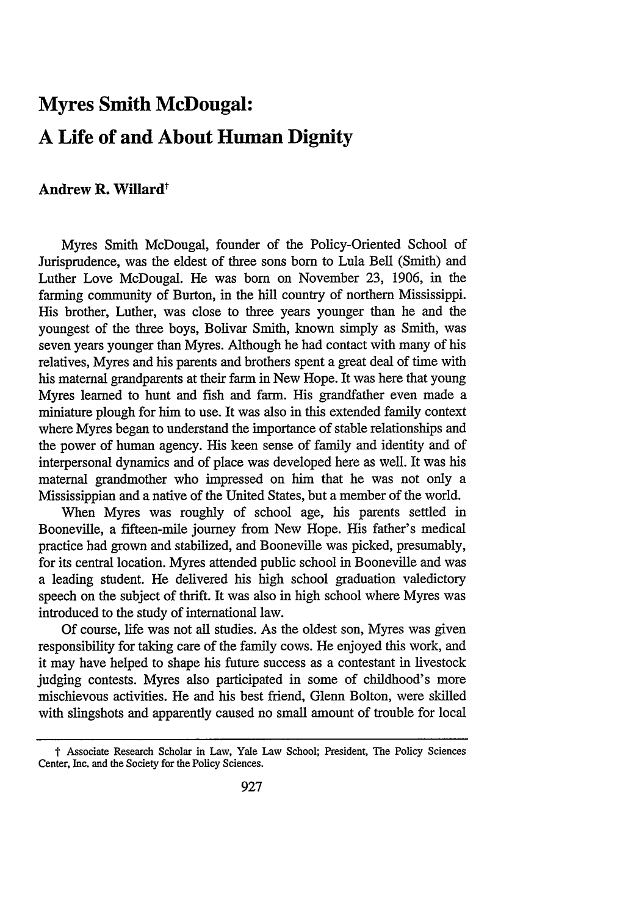# Myres Smith McDougal:
# A Life of and About Human Dignity

**Andrew R. Willard**[†]

Myres Smith McDougal, founder of the Policy-Oriented School of Jurisprudence, was the eldest of three sons born to Lula Bell (Smith) and Luther Love McDougal. He was born on November 23, 1906, in the farming community of Burton, in the hill country of northern Mississippi. His brother, Luther, was close to three years younger than he and the youngest of the three boys, Bolivar Smith, known simply as Smith, was seven years younger than Myres. Although he had contact with many of his relatives, Myres and his parents and brothers spent a great deal of time with his maternal grandparents at their farm in New Hope. It was here that young Myres learned to hunt and fish and farm. His grandfather even made a miniature plough for him to use. It was also in this extended family context where Myres began to understand the importance of stable relationships and the power of human agency. His keen sense of family and identity and of interpersonal dynamics and of place was developed here as well. It was his maternal grandmother who impressed on him that he was not only a Mississippian and a native of the United States, but a member of the world.

When Myres was roughly of school age, his parents settled in Booneville, a fifteen-mile journey from New Hope. His father's medical practice had grown and stabilized, and Booneville was picked, presumably, for its central location. Myres attended public school in Booneville and was a leading student. He delivered his high school graduation valedictory speech on the subject of thrift. It was also in high school where Myres was introduced to the study of international law.

Of course, life was not all studies. As the oldest son, Myres was given responsibility for taking care of the family cows. He enjoyed this work, and it may have helped to shape his future success as a contestant in livestock judging contests. Myres also participated in some of childhood's more mischievous activities. He and his best friend, Glenn Bolton, were skilled with slingshots and apparently caused no small amount of trouble for local

---

† Associate Research Scholar in Law, Yale Law School; President, The Policy Sciences Center, Inc. and the Society for the Policy Sciences.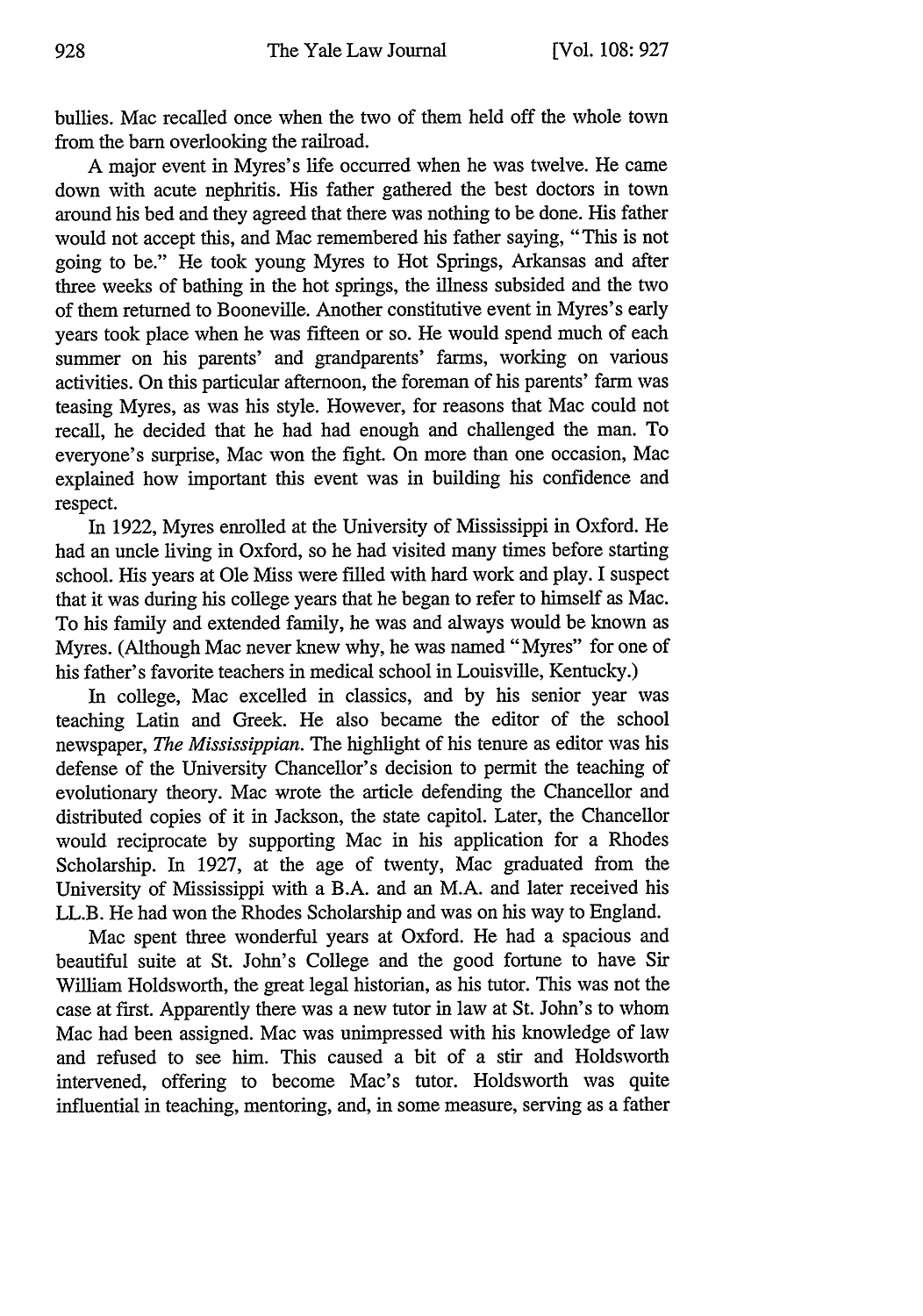bullies. Mac recalled once when the two of them held off the whole town from the barn overlooking the railroad.

A major event in Myres's life occurred when he was twelve. He came down with acute nephritis. His father gathered the best doctors in town around his bed and they agreed that there was nothing to be done. His father would not accept this, and Mac remembered his father saying, "This is not going to be." He took young Myres to Hot Springs, Arkansas and after three weeks of bathing in the hot springs, the illness subsided and the two of them returned to Booneville. Another constitutive event in Myres's early years took place when he was fifteen or so. He would spend much of each summer on his parents' and grandparents' farms, working on various activities. On this particular afternoon, the foreman of his parents' farm was teasing Myres, as was his style. However, for reasons that Mac could not recall, he decided that he had had enough and challenged the man. To everyone's surprise, Mac won the fight. On more than one occasion, Mac explained how important this event was in building his confidence and respect.

In 1922, Myres enrolled at the University of Mississippi in Oxford. He had an uncle living in Oxford, so he had visited many times before starting school. His years at Ole Miss were filled with hard work and play. I suspect that it was during his college years that he began to refer to himself as Mac. To his family and extended family, he was and always would be known as Myres. (Although Mac never knew why, he was named "Myres" for one of his father's favorite teachers in medical school in Louisville, Kentucky.)

In college, Mac excelled in classics, and by his senior year was teaching Latin and Greek. He also became the editor of the school newspaper, *The Mississippian*. The highlight of his tenure as editor was his defense of the University Chancellor's decision to permit the teaching of evolutionary theory. Mac wrote the article defending the Chancellor and distributed copies of it in Jackson, the state capitol. Later, the Chancellor would reciprocate by supporting Mac in his application for a Rhodes Scholarship. In 1927, at the age of twenty, Mac graduated from the University of Mississippi with a B.A. and an M.A. and later received his LL.B. He had won the Rhodes Scholarship and was on his way to England.

Mac spent three wonderful years at Oxford. He had a spacious and beautiful suite at St. John's College and the good fortune to have Sir William Holdsworth, the great legal historian, as his tutor. This was not the case at first. Apparently there was a new tutor in law at St. John's to whom Mac had been assigned. Mac was unimpressed with his knowledge of law and refused to see him. This caused a bit of a stir and Holdsworth intervened, offering to become Mac's tutor. Holdsworth was quite influential in teaching, mentoring, and, in some measure, serving as a father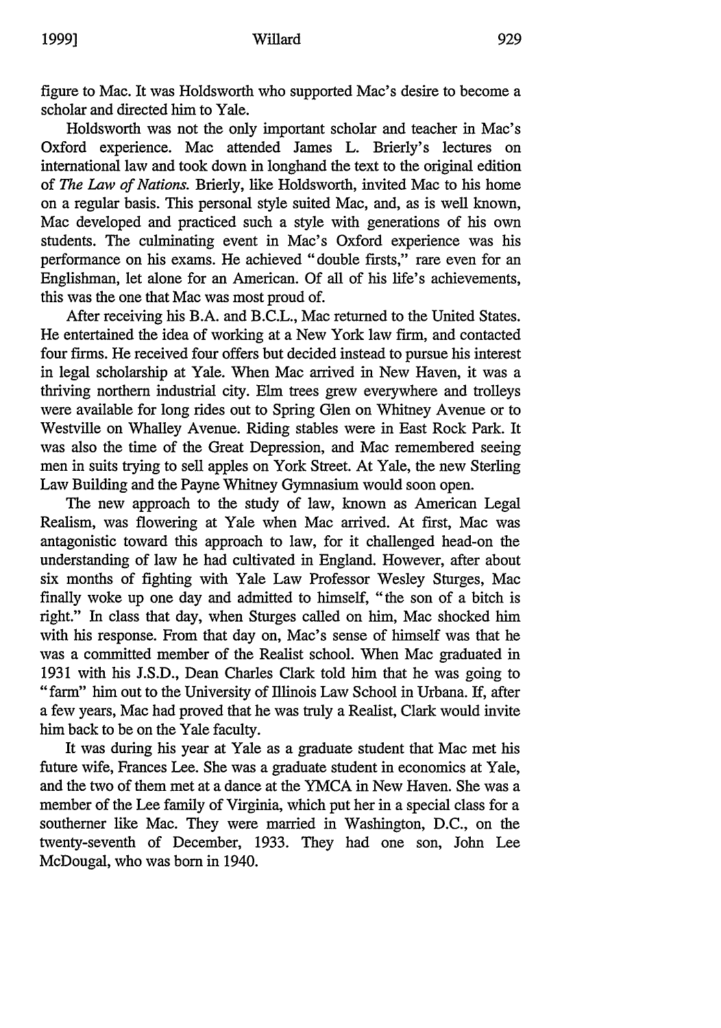figure to Mac. It was Holdsworth who supported Mac's desire to become a scholar and directed him to Yale.

Holdsworth was not the only important scholar and teacher in Mac's Oxford experience. Mac attended James L. Brierly's lectures on international law and took down in longhand the text to the original edition of *The Law of Nations.* Brierly, like Holdsworth, invited Mac to his home on a regular basis. This personal style suited Mac, and, as is well known, Mac developed and practiced such a style with generations of his own students. The culminating event in Mac's Oxford experience was his performance on his exams. He achieved "double firsts," rare even for an Englishman, let alone for an American. Of all of his life's achievements, this was the one that Mac was most proud of.

After receiving his B.A. and B.C.L., Mac returned to the United States. He entertained the idea of working at a New York law firm, and contacted four firms. He received four offers but decided instead to pursue his interest in legal scholarship at Yale. When Mac arrived in New Haven, it was a thriving northern industrial city. Elm trees grew everywhere and trolleys were available for long rides out to Spring Glen on Whitney Avenue or to Westville on Whalley Avenue. Riding stables were in East Rock Park. It was also the time of the Great Depression, and Mac remembered seeing men in suits trying to sell apples on York Street. At Yale, the new Sterling Law Building and the Payne Whitney Gymnasium would soon open.

The new approach to the study of law, known as American Legal Realism, was flowering at Yale when Mac arrived. At first, Mac was antagonistic toward this approach to law, for it challenged head-on the understanding of law he had cultivated in England. However, after about six months of fighting with Yale Law Professor Wesley Sturges, Mac finally woke up one day and admitted to himself, "the son of a bitch is right." In class that day, when Sturges called on him, Mac shocked him with his response. From that day on, Mac's sense of himself was that he was a committed member of the Realist school. When Mac graduated in 1931 with his J.S.D., Dean Charles Clark told him that he was going to "farm" him out to the University of Illinois Law School in Urbana. If, after a few years, Mac had proved that he was truly a Realist, Clark would invite him back to be on the Yale faculty.

It was during his year at Yale as a graduate student that Mac met his future wife, Frances Lee. She was a graduate student in economics at Yale, and the two of them met at a dance at the YMCA in New Haven. She was a member of the Lee family of Virginia, which put her in a special class for a southerner like Mac. They were married in Washington, D.C., on the twenty-seventh of December, 1933. They had one son, John Lee McDougal, who was born in 1940.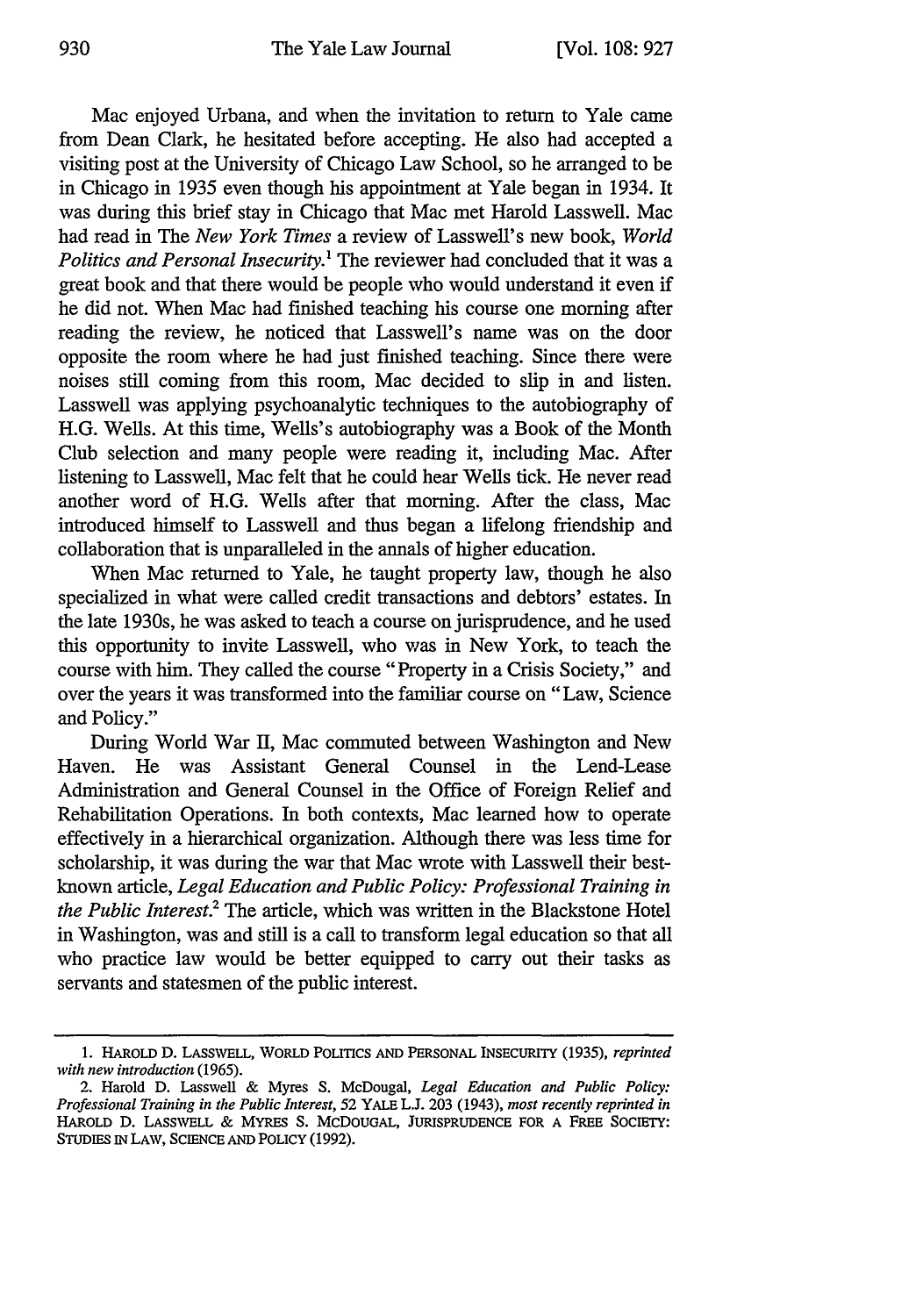Mac enjoyed Urbana, and when the invitation to return to Yale came from Dean Clark, he hesitated before accepting. He also had accepted a visiting post at the University of Chicago Law School, so he arranged to be in Chicago in 1935 even though his appointment at Yale began in 1934. It was during this brief stay in Chicago that Mac met Harold Lasswell. Mac had read in The *New York Times* a review of Lasswell's new book, *World Politics and Personal Insecurity*.[1] The reviewer had concluded that it was a great book and that there would be people who would understand it even if he did not. When Mac had finished teaching his course one morning after reading the review, he noticed that Lasswell's name was on the door opposite the room where he had just finished teaching. Since there were noises still coming from this room, Mac decided to slip in and listen. Lasswell was applying psychoanalytic techniques to the autobiography of H.G. Wells. At this time, Wells's autobiography was a Book of the Month Club selection and many people were reading it, including Mac. After listening to Lasswell, Mac felt that he could hear Wells tick. He never read another word of H.G. Wells after that morning. After the class, Mac introduced himself to Lasswell and thus began a lifelong friendship and collaboration that is unparalleled in the annals of higher education.

When Mac returned to Yale, he taught property law, though he also specialized in what were called credit transactions and debtors' estates. In the late 1930s, he was asked to teach a course on jurisprudence, and he used this opportunity to invite Lasswell, who was in New York, to teach the course with him. They called the course "Property in a Crisis Society," and over the years it was transformed into the familiar course on "Law, Science and Policy."

During World War II, Mac commuted between Washington and New Haven. He was Assistant General Counsel in the Lend-Lease Administration and General Counsel in the Office of Foreign Relief and Rehabilitation Operations. In both contexts, Mac learned how to operate effectively in a hierarchical organization. Although there was less time for scholarship, it was during the war that Mac wrote with Lasswell their best-known article, *Legal Education and Public Policy: Professional Training in the Public Interest*.[2] The article, which was written in the Blackstone Hotel in Washington, was and still is a call to transform legal education so that all who practice law would be better equipped to carry out their tasks as servants and statesmen of the public interest.

---

1. HAROLD D. LASSWELL, WORLD POLITICS AND PERSONAL INSECURITY (1935), *reprinted with new introduction* (1965).

2. Harold D. Lasswell & Myres S. McDougal, *Legal Education and Public Policy: Professional Training in the Public Interest*, 52 YALE L.J. 203 (1943), *most recently reprinted in* HAROLD D. LASSWELL & MYRES S. MCDOUGAL, JURISPRUDENCE FOR A FREE SOCIETY: STUDIES IN LAW, SCIENCE AND POLICY (1992).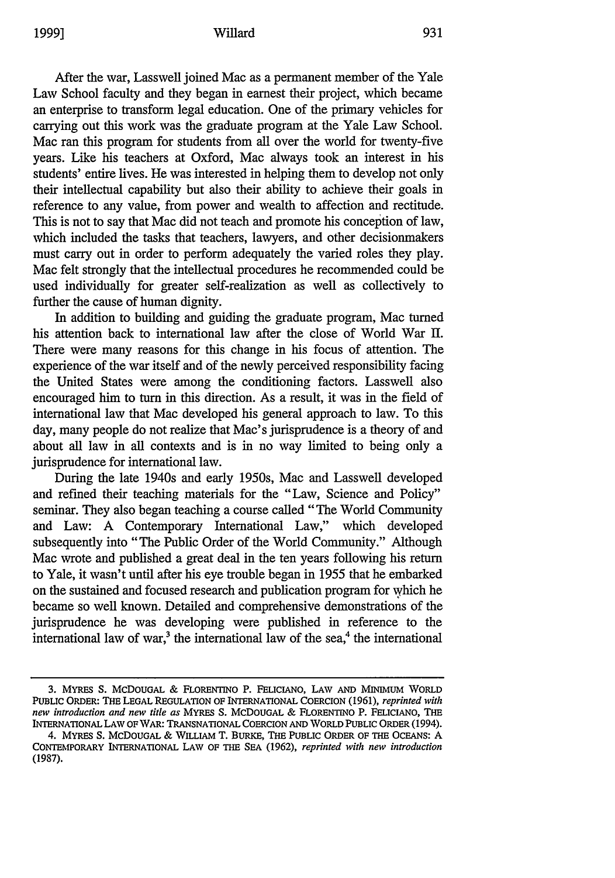After the war, Lasswell joined Mac as a permanent member of the Yale Law School faculty and they began in earnest their project, which became an enterprise to transform legal education. One of the primary vehicles for carrying out this work was the graduate program at the Yale Law School. Mac ran this program for students from all over the world for twenty-five years. Like his teachers at Oxford, Mac always took an interest in his students' entire lives. He was interested in helping them to develop not only their intellectual capability but also their ability to achieve their goals in reference to any value, from power and wealth to affection and rectitude. This is not to say that Mac did not teach and promote his conception of law, which included the tasks that teachers, lawyers, and other decisionmakers must carry out in order to perform adequately the varied roles they play. Mac felt strongly that the intellectual procedures he recommended could be used individually for greater self-realization as well as collectively to further the cause of human dignity.

In addition to building and guiding the graduate program, Mac turned his attention back to international law after the close of World War II. There were many reasons for this change in his focus of attention. The experience of the war itself and of the newly perceived responsibility facing the United States were among the conditioning factors. Lasswell also encouraged him to turn in this direction. As a result, it was in the field of international law that Mac developed his general approach to law. To this day, many people do not realize that Mac's jurisprudence is a theory of and about all law in all contexts and is in no way limited to being only a jurisprudence for international law.

During the late 1940s and early 1950s, Mac and Lasswell developed and refined their teaching materials for the "Law, Science and Policy" seminar. They also began teaching a course called "The World Community and Law: A Contemporary International Law," which developed subsequently into "The Public Order of the World Community." Although Mac wrote and published a great deal in the ten years following his return to Yale, it wasn't until after his eye trouble began in 1955 that he embarked on the sustained and focused research and publication program for which he became so well known. Detailed and comprehensive demonstrations of the jurisprudence he was developing were published in reference to the international law of war,[3] the international law of the sea,[4] the international

---

3. MYRES S. MCDOUGAL & FLORENTINO P. FELICIANO, LAW AND MINIMUM WORLD PUBLIC ORDER: THE LEGAL REGULATION OF INTERNATIONAL COERCION (1961), *reprinted with new introduction and new title as* MYRES S. MCDOUGAL & FLORENTINO P. FELICIANO, THE INTERNATIONAL LAW OF WAR: TRANSNATIONAL COERCION AND WORLD PUBLIC ORDER (1994).

4. MYRES S. MCDOUGAL & WILLIAM T. BURKE, THE PUBLIC ORDER OF THE OCEANS: A CONTEMPORARY INTERNATIONAL LAW OF THE SEA (1962), *reprinted with new introduction* (1987).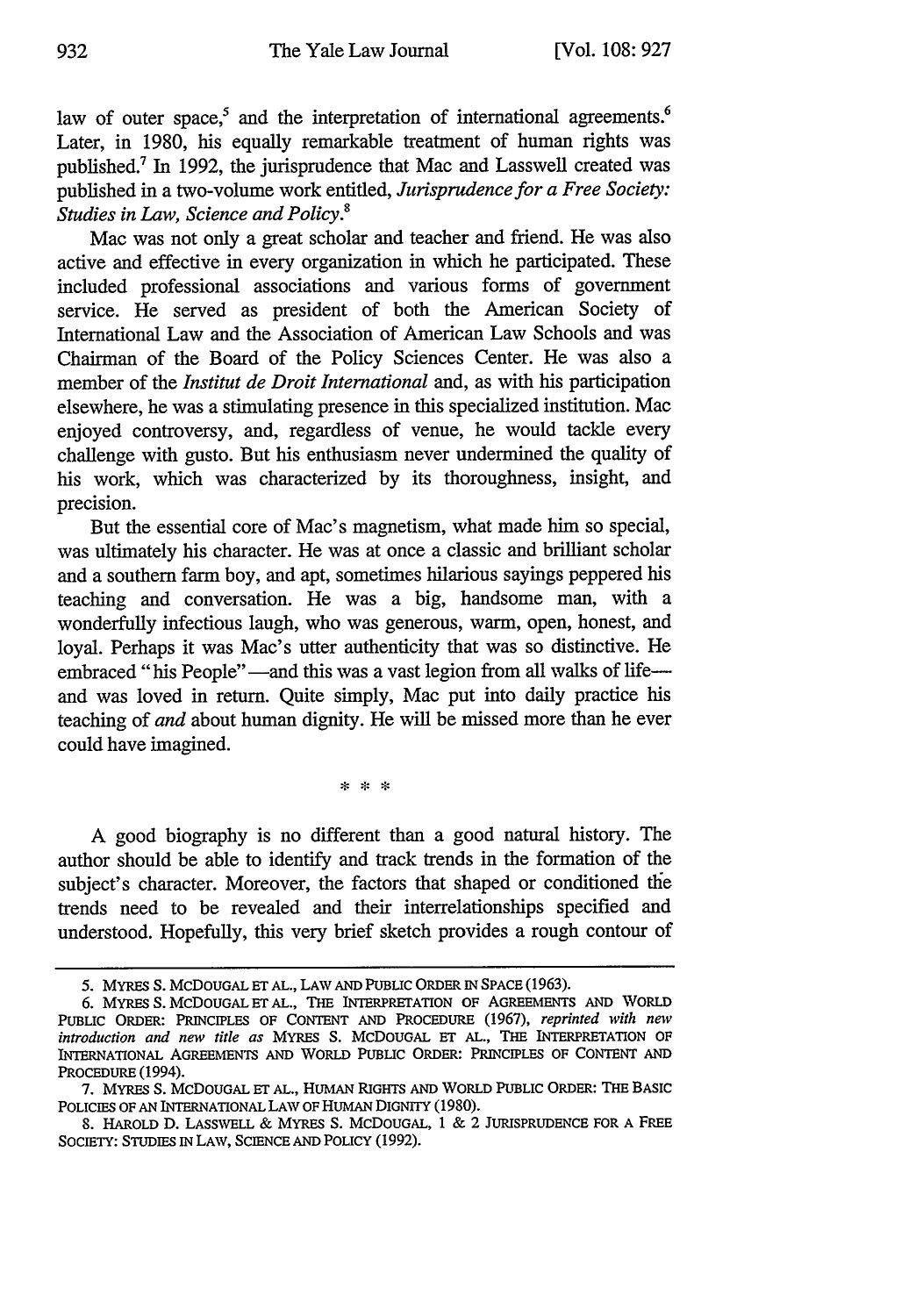law of outer space,[5] and the interpretation of international agreements.[6] Later, in 1980, his equally remarkable treatment of human rights was published.[7] In 1992, the jurisprudence that Mac and Lasswell created was published in a two-volume work entitled, *Jurisprudence for a Free Society: Studies in Law, Science and Policy*.[8]

Mac was not only a great scholar and teacher and friend. He was also active and effective in every organization in which he participated. These included professional associations and various forms of government service. He served as president of both the American Society of International Law and the Association of American Law Schools and was Chairman of the Board of the Policy Sciences Center. He was also a member of the *Institut de Droit International* and, as with his participation elsewhere, he was a stimulating presence in this specialized institution. Mac enjoyed controversy, and, regardless of venue, he would tackle every challenge with gusto. But his enthusiasm never undermined the quality of his work, which was characterized by its thoroughness, insight, and precision.

But the essential core of Mac's magnetism, what made him so special, was ultimately his character. He was at once a classic and brilliant scholar and a southern farm boy, and apt, sometimes hilarious sayings peppered his teaching and conversation. He was a big, handsome man, with a wonderfully infectious laugh, who was generous, warm, open, honest, and loyal. Perhaps it was Mac's utter authenticity that was so distinctive. He embraced "his People"—and this was a vast legion from all walks of life—and was loved in return. Quite simply, Mac put into daily practice his teaching of *and* about human dignity. He will be missed more than he ever could have imagined.

\* \* \*

A good biography is no different than a good natural history. The author should be able to identify and track trends in the formation of the subject's character. Moreover, the factors that shaped or conditioned the trends need to be revealed and their interrelationships specified and understood. Hopefully, this very brief sketch provides a rough contour of

---

5. MYRES S. MCDOUGAL ET AL., LAW AND PUBLIC ORDER IN SPACE (1963).

6. MYRES S. MCDOUGAL ET AL., THE INTERPRETATION OF AGREEMENTS AND WORLD PUBLIC ORDER: PRINCIPLES OF CONTENT AND PROCEDURE (1967), *reprinted with new introduction and new title as* MYRES S. MCDOUGAL ET AL., THE INTERPRETATION OF INTERNATIONAL AGREEMENTS AND WORLD PUBLIC ORDER: PRINCIPLES OF CONTENT AND PROCEDURE (1994).

7. MYRES S. MCDOUGAL ET AL., HUMAN RIGHTS AND WORLD PUBLIC ORDER: THE BASIC POLICIES OF AN INTERNATIONAL LAW OF HUMAN DIGNITY (1980).

8. HAROLD D. LASSWELL & MYRES S. MCDOUGAL, 1 & 2 JURISPRUDENCE FOR A FREE SOCIETY: STUDIES IN LAW, SCIENCE AND POLICY (1992).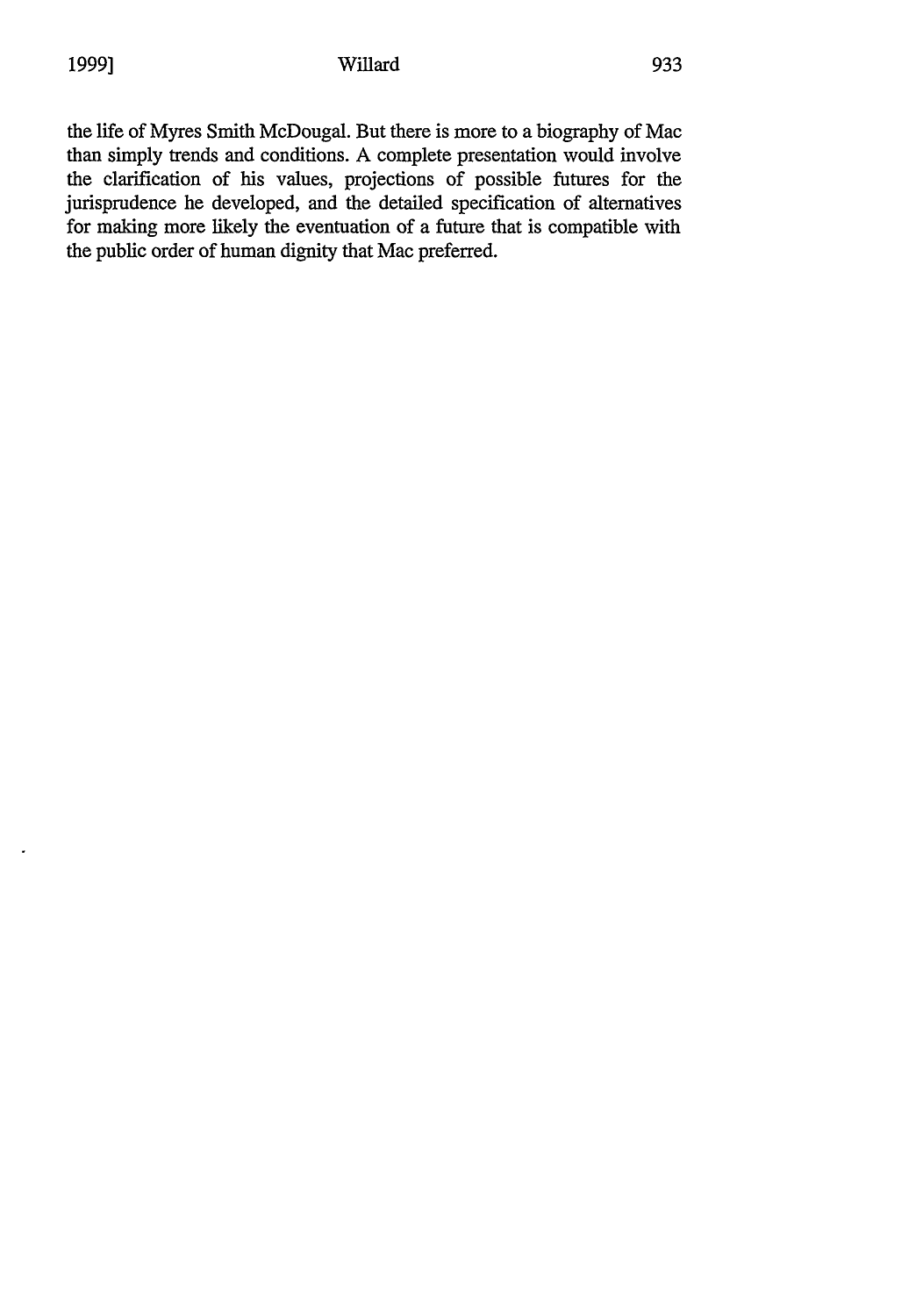the life of Myres Smith McDougal. But there is more to a biography of Mac than simply trends and conditions. A complete presentation would involve the clarification of his values, projections of possible futures for the jurisprudence he developed, and the detailed specification of alternatives for making more likely the eventuation of a future that is compatible with the public order of human dignity that Mac preferred.